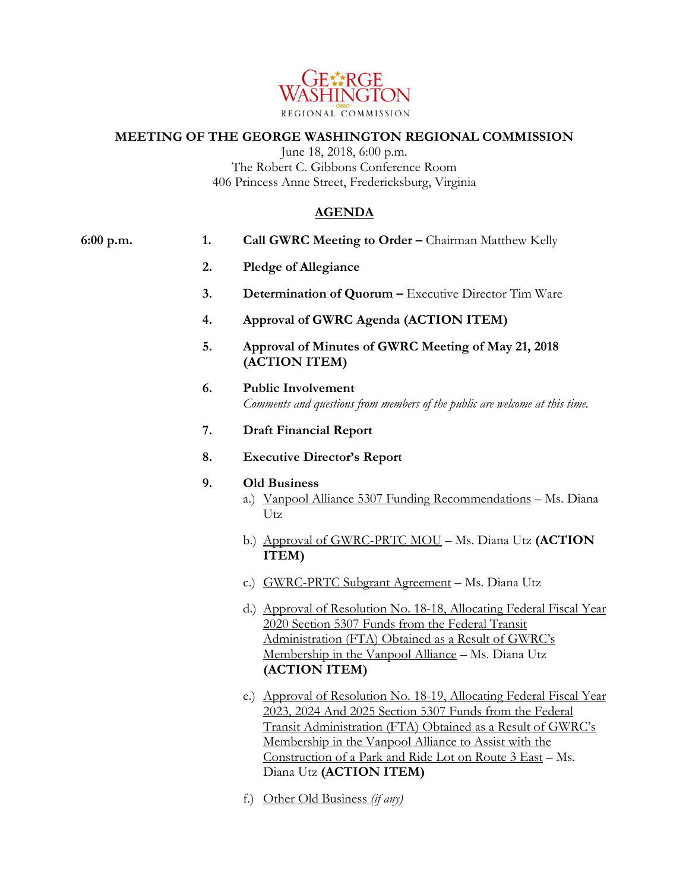GEORGE WASHINGTON
REGIONAL COMMISSION

**MEETING OF THE GEORGE WASHINGTON REGIONAL COMMISSION**

June 18, 2018, 6:00 p.m.
The Robert C. Gibbons Conference Room
406 Princess Anne Street, Fredericksburg, Virginia

**AGENDA**

**6:00 p.m.**

1. **Call GWRC Meeting to Order –** Chairman Matthew Kelly

2. **Pledge of Allegiance**

3. **Determination of Quorum –** Executive Director Tim Ware

4. **Approval of GWRC Agenda (ACTION ITEM)**

5. **Approval of Minutes of GWRC Meeting of May 21, 2018 (ACTION ITEM)**

6. **Public Involvement**
   *Comments and questions from members of the public are welcome at this time.*

7. **Draft Financial Report**

8. **Executive Director's Report**

9. **Old Business**
   a.) Vanpool Alliance 5307 Funding Recommendations – Ms. Diana Utz

   b.) Approval of GWRC-PRTC MOU – Ms. Diana Utz **(ACTION ITEM)**

   c.) GWRC-PRTC Subgrant Agreement – Ms. Diana Utz

   d.) Approval of Resolution No. 18-18, Allocating Federal Fiscal Year 2020 Section 5307 Funds from the Federal Transit Administration (FTA) Obtained as a Result of GWRC's Membership in the Vanpool Alliance – Ms. Diana Utz **(ACTION ITEM)**

   e.) Approval of Resolution No. 18-19, Allocating Federal Fiscal Year 2023, 2024 And 2025 Section 5307 Funds from the Federal Transit Administration (FTA) Obtained as a Result of GWRC's Membership in the Vanpool Alliance to Assist with the Construction of a Park and Ride Lot on Route 3 East – Ms. Diana Utz **(ACTION ITEM)**

   f.) Other Old Business *(if any)*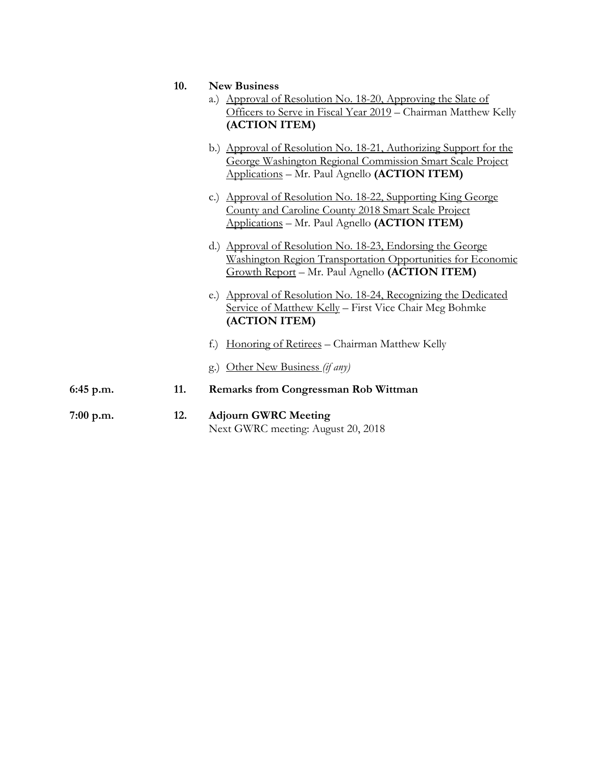**10. New Business**

a.) Approval of Resolution No. 18-20, Approving the Slate of Officers to Serve in Fiscal Year 2019 – Chairman Matthew Kelly **(ACTION ITEM)**

b.) Approval of Resolution No. 18-21, Authorizing Support for the George Washington Regional Commission Smart Scale Project Applications – Mr. Paul Agnello **(ACTION ITEM)**

c.) Approval of Resolution No. 18-22, Supporting King George County and Caroline County 2018 Smart Scale Project Applications – Mr. Paul Agnello **(ACTION ITEM)**

d.) Approval of Resolution No. 18-23, Endorsing the George Washington Region Transportation Opportunities for Economic Growth Report – Mr. Paul Agnello **(ACTION ITEM)**

e.) Approval of Resolution No. 18-24, Recognizing the Dedicated Service of Matthew Kelly – First Vice Chair Meg Bohmke **(ACTION ITEM)**

f.) Honoring of Retirees – Chairman Matthew Kelly

g.) Other New Business *(if any)*

**6:45 p.m. 11. Remarks from Congressman Rob Wittman**

**7:00 p.m. 12. Adjourn GWRC Meeting**
Next GWRC meeting: August 20, 2018